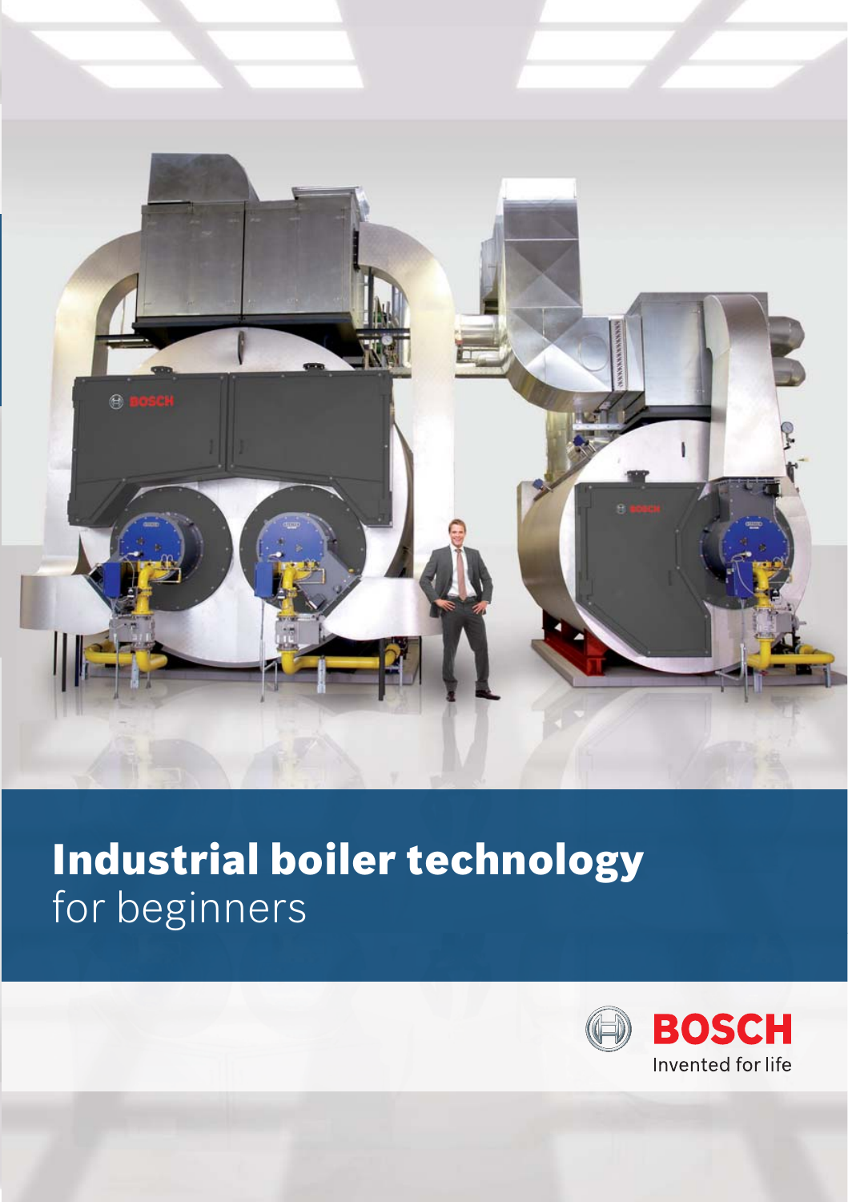# Industrial boiler technology
for beginners

BOSCH
Invented for life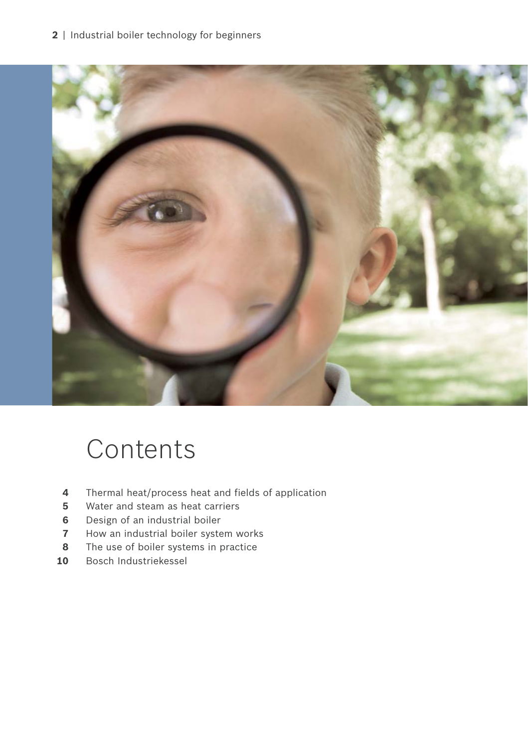# Contents

**4** Thermal heat/process heat and fields of application
**5** Water and steam as heat carriers
**6** Design of an industrial boiler
**7** How an industrial boiler system works
**8** The use of boiler systems in practice
**10** Bosch Industriekessel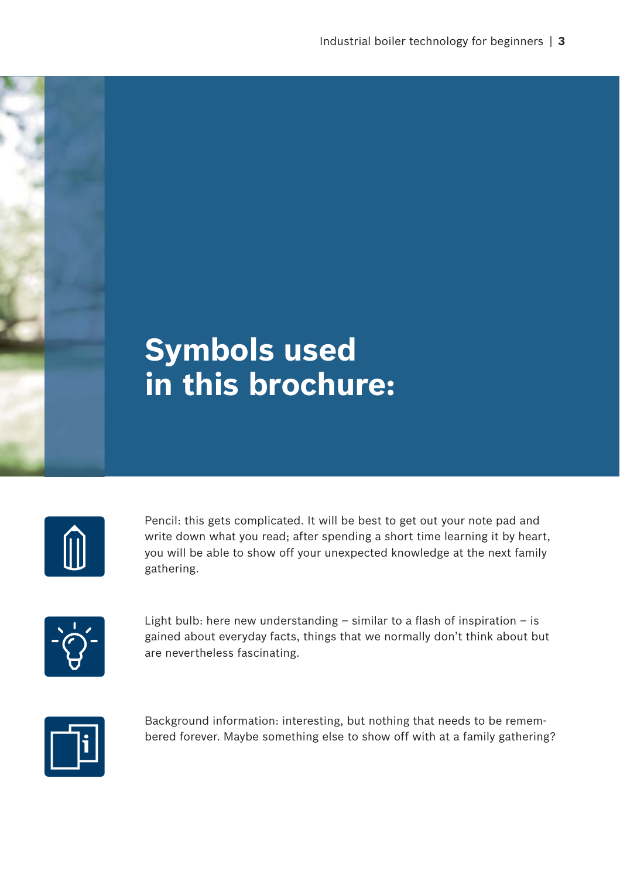# Symbols used in this brochure:

Pencil: this gets complicated. It will be best to get out your note pad and write down what you read; after spending a short time learning it by heart, you will be able to show off your unexpected knowledge at the next family gathering.

Light bulb: here new understanding – similar to a flash of inspiration – is gained about everyday facts, things that we normally don't think about but are nevertheless fascinating.

Background information: interesting, but nothing that needs to be remembered forever. Maybe something else to show off with at a family gathering?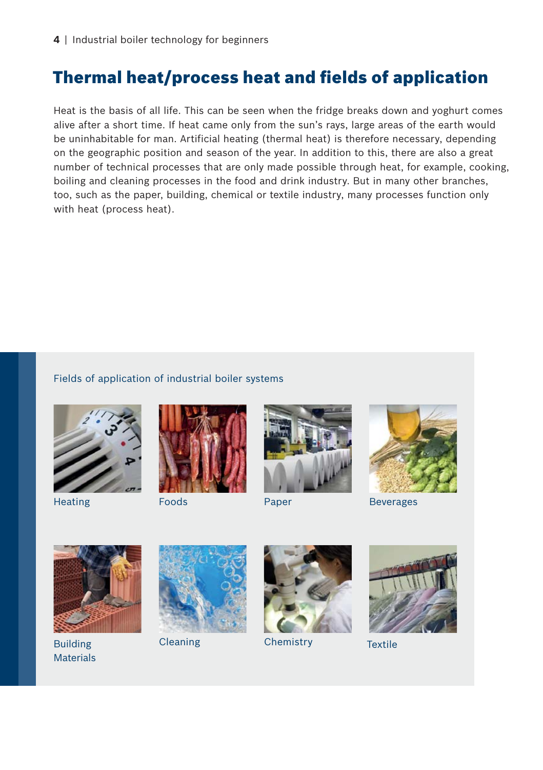## Thermal heat/process heat and fields of application

Heat is the basis of all life. This can be seen when the fridge breaks down and yoghurt comes alive after a short time. If heat came only from the sun's rays, large areas of the earth would be uninhabitable for man. Artificial heating (thermal heat) is therefore necessary, depending on the geographic position and season of the year. In addition to this, there are also a great number of technical processes that are only made possible through heat, for example, cooking, boiling and cleaning processes in the food and drink industry. But in many other branches, too, such as the paper, building, chemical or textile industry, many processes function only with heat (process heat).

Fields of application of industrial boiler systems

Heating

Foods

Paper

Beverages

Building Materials

Cleaning

Chemistry

Textile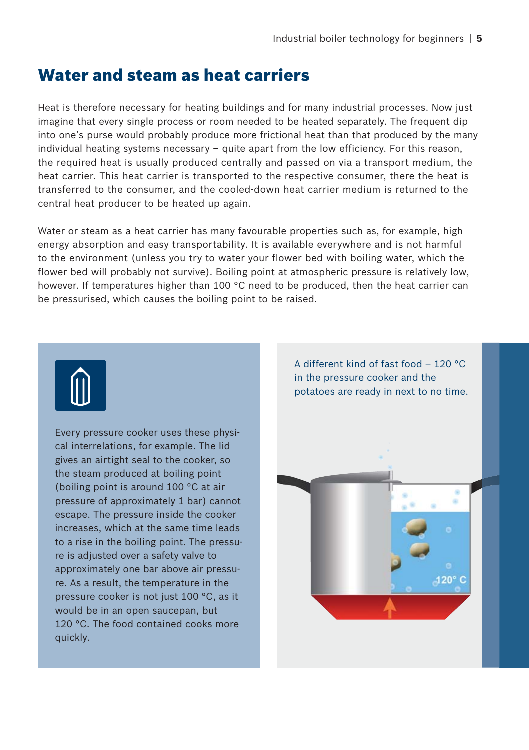## Water and steam as heat carriers

Heat is therefore necessary for heating buildings and for many industrial processes. Now just imagine that every single process or room needed to be heated separately. The frequent dip into one's purse would probably produce more frictional heat than that produced by the many individual heating systems necessary – quite apart from the low efficiency. For this reason, the required heat is usually produced centrally and passed on via a transport medium, the heat carrier. This heat carrier is transported to the respective consumer, there the heat is transferred to the consumer, and the cooled-down heat carrier medium is returned to the central heat producer to be heated up again.

Water or steam as a heat carrier has many favourable properties such as, for example, high energy absorption and easy transportability. It is available everywhere and is not harmful to the environment (unless you try to water your flower bed with boiling water, which the flower bed will probably not survive). Boiling point at atmospheric pressure is relatively low, however. If temperatures higher than 100 °C need to be produced, then the heat carrier can be pressurised, which causes the boiling point to be raised.

Every pressure cooker uses these physical interrelations, for example. The lid gives an airtight seal to the cooker, so the steam produced at boiling point (boiling point is around 100 °C at air pressure of approximately 1 bar) cannot escape. The pressure inside the cooker increases, which at the same time leads to a rise in the boiling point. The pressure is adjusted over a safety valve to approximately one bar above air pressure. As a result, the temperature in the pressure cooker is not just 100 °C, as it would be in an open saucepan, but 120 °C. The food contained cooks more quickly.

A different kind of fast food – 120 °C in the pressure cooker and the potatoes are ready in next to no time.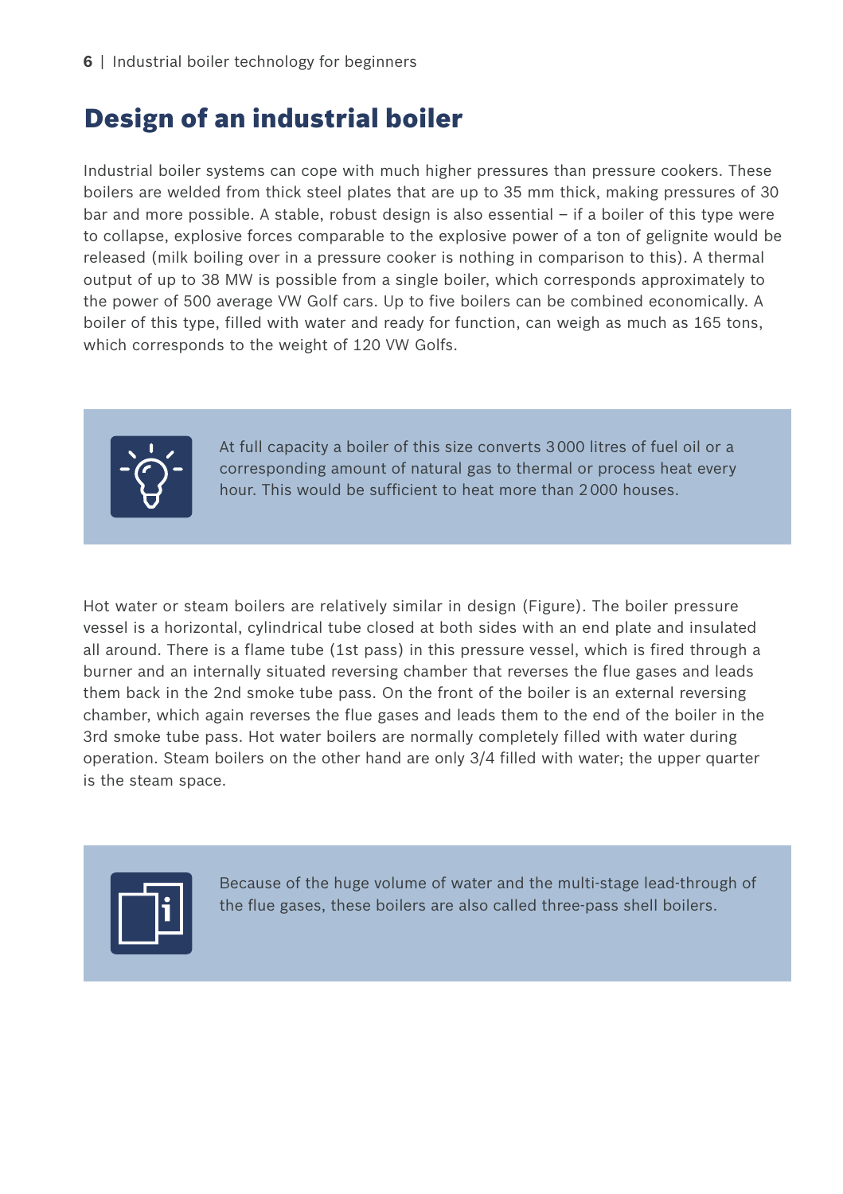# Design of an industrial boiler

Industrial boiler systems can cope with much higher pressures than pressure cookers. These boilers are welded from thick steel plates that are up to 35 mm thick, making pressures of 30 bar and more possible. A stable, robust design is also essential – if a boiler of this type were to collapse, explosive forces comparable to the explosive power of a ton of gelignite would be released (milk boiling over in a pressure cooker is nothing in comparison to this). A thermal output of up to 38 MW is possible from a single boiler, which corresponds approximately to the power of 500 average VW Golf cars. Up to five boilers can be combined economically. A boiler of this type, filled with water and ready for function, can weigh as much as 165 tons, which corresponds to the weight of 120 VW Golfs.

> At full capacity a boiler of this size converts 3 000 litres of fuel oil or a corresponding amount of natural gas to thermal or process heat every hour. This would be sufficient to heat more than 2 000 houses.

Hot water or steam boilers are relatively similar in design (Figure). The boiler pressure vessel is a horizontal, cylindrical tube closed at both sides with an end plate and insulated all around. There is a flame tube (1st pass) in this pressure vessel, which is fired through a burner and an internally situated reversing chamber that reverses the flue gases and leads them back in the 2nd smoke tube pass. On the front of the boiler is an external reversing chamber, which again reverses the flue gases and leads them to the end of the boiler in the 3rd smoke tube pass. Hot water boilers are normally completely filled with water during operation. Steam boilers on the other hand are only 3/4 filled with water; the upper quarter is the steam space.

> Because of the huge volume of water and the multi-stage lead-through of the flue gases, these boilers are also called three-pass shell boilers.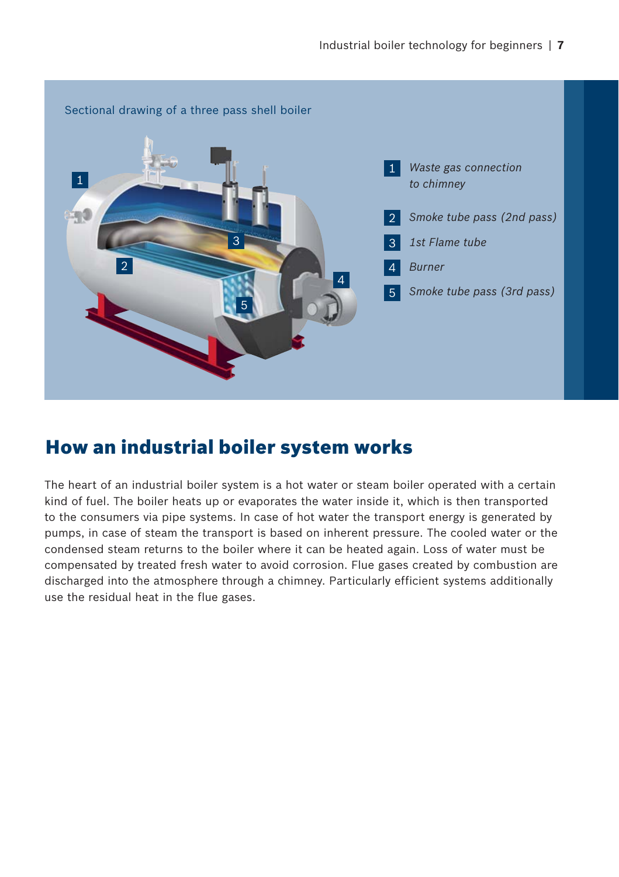Sectional drawing of a three pass shell boiler

1. *Waste gas connection to chimney*
2. *Smoke tube pass (2nd pass)*
3. *1st Flame tube*
4. *Burner*
5. *Smoke tube pass (3rd pass)*

## How an industrial boiler system works

The heart of an industrial boiler system is a hot water or steam boiler operated with a certain kind of fuel. The boiler heats up or evaporates the water inside it, which is then transported to the consumers via pipe systems. In case of hot water the transport energy is generated by pumps, in case of steam the transport is based on inherent pressure. The cooled water or the condensed steam returns to the boiler where it can be heated again. Loss of water must be compensated by treated fresh water to avoid corrosion. Flue gases created by combustion are discharged into the atmosphere through a chimney. Particularly efficient systems additionally use the residual heat in the flue gases.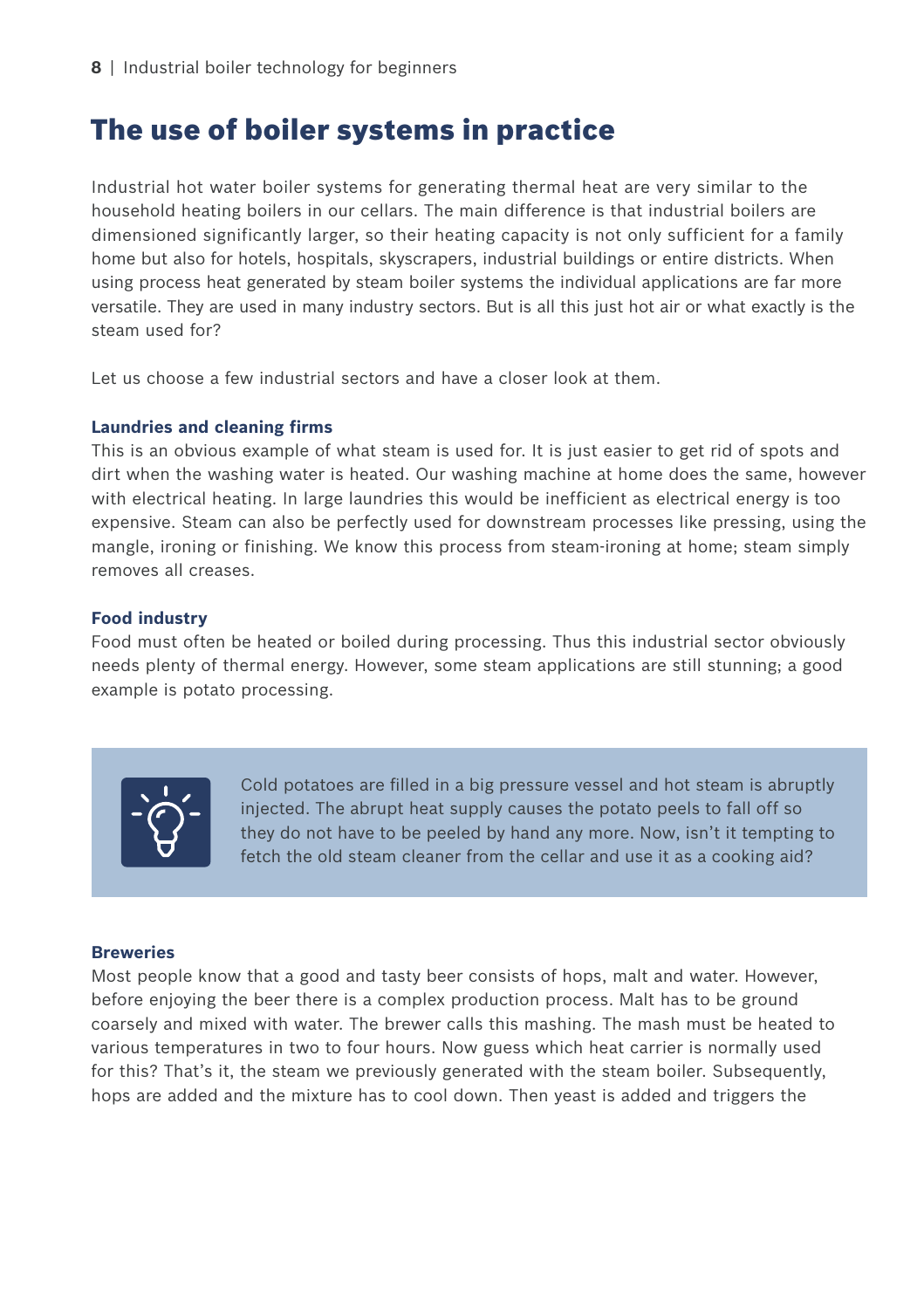## The use of boiler systems in practice

Industrial hot water boiler systems for generating thermal heat are very similar to the household heating boilers in our cellars. The main difference is that industrial boilers are dimensioned significantly larger, so their heating capacity is not only sufficient for a family home but also for hotels, hospitals, skyscrapers, industrial buildings or entire districts. When using process heat generated by steam boiler systems the individual applications are far more versatile. They are used in many industry sectors. But is all this just hot air or what exactly is the steam used for?

Let us choose a few industrial sectors and have a closer look at them.

**Laundries and cleaning firms**
This is an obvious example of what steam is used for. It is just easier to get rid of spots and dirt when the washing water is heated. Our washing machine at home does the same, however with electrical heating. In large laundries this would be inefficient as electrical energy is too expensive. Steam can also be perfectly used for downstream processes like pressing, using the mangle, ironing or finishing. We know this process from steam-ironing at home; steam simply removes all creases.

**Food industry**
Food must often be heated or boiled during processing. Thus this industrial sector obviously needs plenty of thermal energy. However, some steam applications are still stunning; a good example is potato processing.

> Cold potatoes are filled in a big pressure vessel and hot steam is abruptly injected. The abrupt heat supply causes the potato peels to fall off so they do not have to be peeled by hand any more. Now, isn't it tempting to fetch the old steam cleaner from the cellar and use it as a cooking aid?

**Breweries**
Most people know that a good and tasty beer consists of hops, malt and water. However, before enjoying the beer there is a complex production process. Malt has to be ground coarsely and mixed with water. The brewer calls this mashing. The mash must be heated to various temperatures in two to four hours. Now guess which heat carrier is normally used for this? That's it, the steam we previously generated with the steam boiler. Subsequently, hops are added and the mixture has to cool down. Then yeast is added and triggers the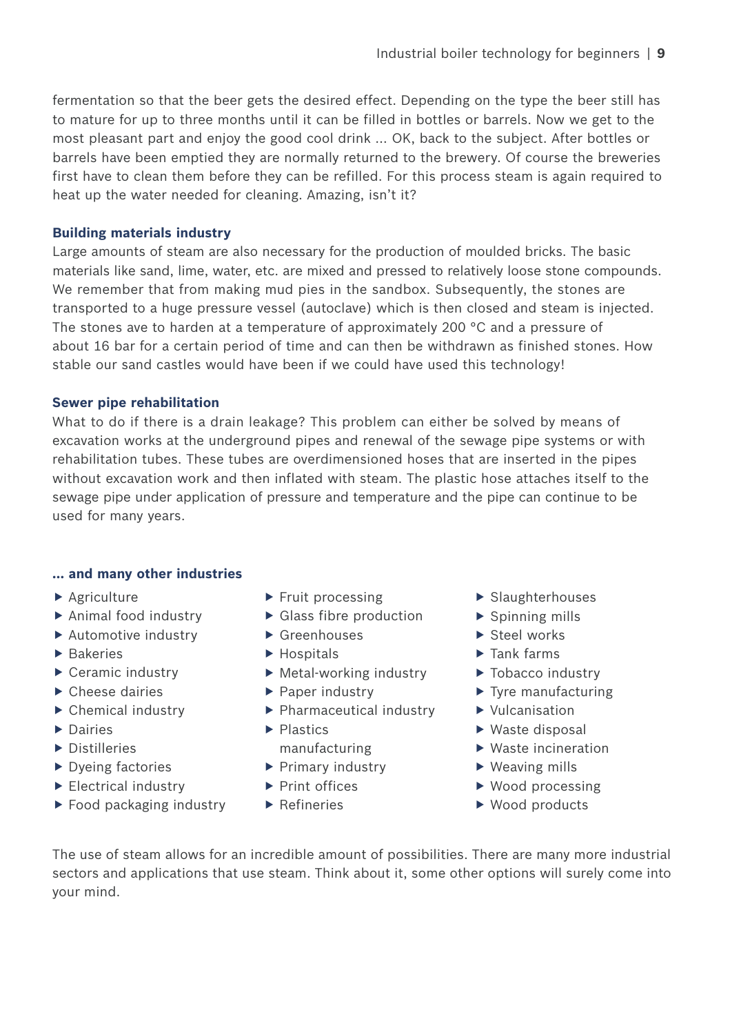fermentation so that the beer gets the desired effect. Depending on the type the beer still has to mature for up to three months until it can be filled in bottles or barrels. Now we get to the most pleasant part and enjoy the good cool drink ... OK, back to the subject. After bottles or barrels have been emptied they are normally returned to the brewery. Of course the breweries first have to clean them before they can be refilled. For this process steam is again required to heat up the water needed for cleaning. Amazing, isn't it?

**Building materials industry**

Large amounts of steam are also necessary for the production of moulded bricks. The basic materials like sand, lime, water, etc. are mixed and pressed to relatively loose stone compounds. We remember that from making mud pies in the sandbox. Subsequently, the stones are transported to a huge pressure vessel (autoclave) which is then closed and steam is injected. The stones ave to harden at a temperature of approximately 200 °C and a pressure of about 16 bar for a certain period of time and can then be withdrawn as finished stones. How stable our sand castles would have been if we could have used this technology!

**Sewer pipe rehabilitation**

What to do if there is a drain leakage? This problem can either be solved by means of excavation works at the underground pipes and renewal of the sewage pipe systems or with rehabilitation tubes. These tubes are overdimensioned hoses that are inserted in the pipes without excavation work and then inflated with steam. The plastic hose attaches itself to the sewage pipe under application of pressure and temperature and the pipe can continue to be used for many years.

**... and many other industries**

- Agriculture
- Animal food industry
- Automotive industry
- Bakeries
- Ceramic industry
- Cheese dairies
- Chemical industry
- Dairies
- Distilleries
- Dyeing factories
- Electrical industry
- Food packaging industry
- Fruit processing
- Glass fibre production
- Greenhouses
- Hospitals
- Metal-working industry
- Paper industry
- Pharmaceutical industry
- Plastics manufacturing
- Primary industry
- Print offices
- Refineries
- Slaughterhouses
- Spinning mills
- Steel works
- Tank farms
- Tobacco industry
- Tyre manufacturing
- Vulcanisation
- Waste disposal
- Waste incineration
- Weaving mills
- Wood processing
- Wood products

The use of steam allows for an incredible amount of possibilities. There are many more industrial sectors and applications that use steam. Think about it, some other options will surely come into your mind.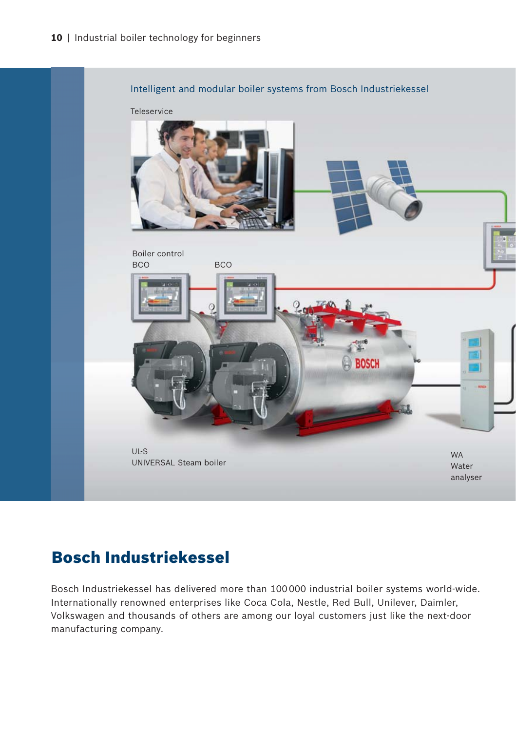Intelligent and modular boiler systems from Bosch Industriekessel

Teleservice

Boiler control
BCO

BCO

UL-S
UNIVERSAL Steam boiler

WA
Water
analyser

# Bosch Industriekessel

Bosch Industriekessel has delivered more than 100 000 industrial boiler systems world-wide. Internationally renowned enterprises like Coca Cola, Nestle, Red Bull, Unilever, Daimler, Volkswagen and thousands of others are among our loyal customers just like the next-door manufacturing company.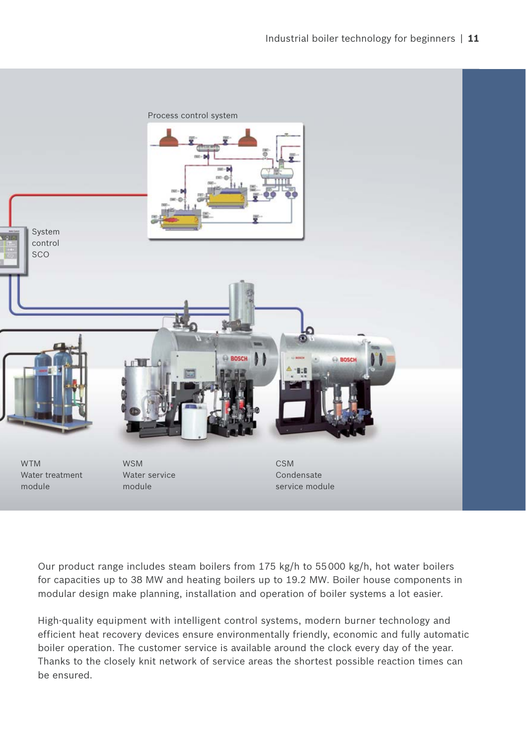Process control system

System control SCO

WTM
Water treatment module

WSM
Water service module

CSM
Condensate service module

Our product range includes steam boilers from 175 kg/h to 55 000 kg/h, hot water boilers for capacities up to 38 MW and heating boilers up to 19.2 MW. Boiler house components in modular design make planning, installation and operation of boiler systems a lot easier.

High-quality equipment with intelligent control systems, modern burner technology and efficient heat recovery devices ensure environmentally friendly, economic and fully automatic boiler operation. The customer service is available around the clock every day of the year. Thanks to the closely knit network of service areas the shortest possible reaction times can be ensured.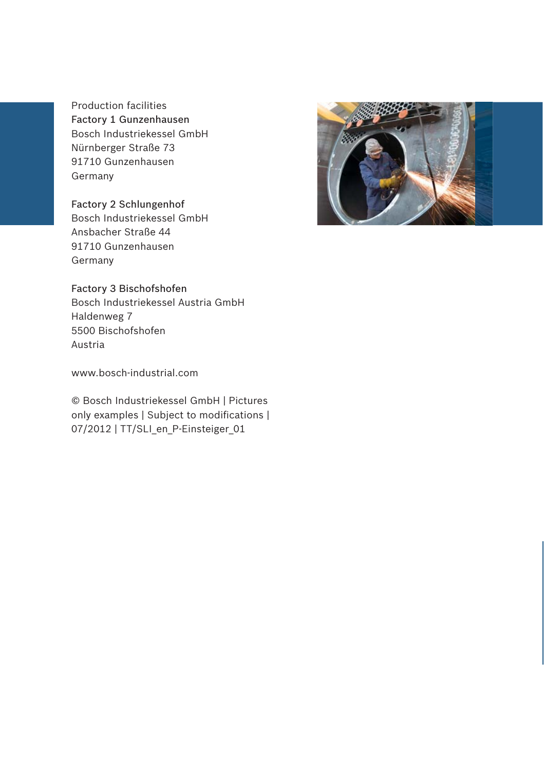Production facilities

**Factory 1 Gunzenhausen**
Bosch Industriekessel GmbH
Nürnberger Straße 73
91710 Gunzenhausen
Germany

**Factory 2 Schlungenhof**
Bosch Industriekessel GmbH
Ansbacher Straße 44
91710 Gunzenhausen
Germany

**Factory 3 Bischofshofen**
Bosch Industriekessel Austria GmbH
Haldenweg 7
5500 Bischofshofen
Austria

www.bosch-industrial.com

© Bosch Industriekessel GmbH | Pictures only examples | Subject to modifications | 07/2012 | TT/SLI_en_P-Einsteiger_01